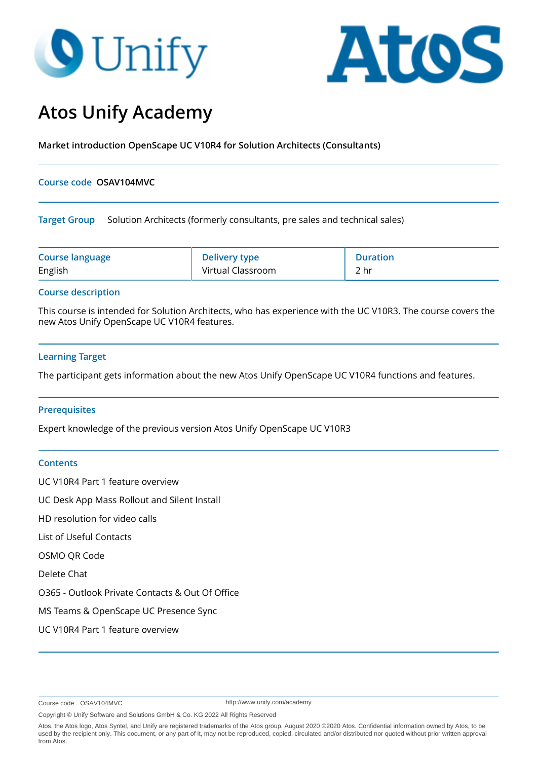# Atos Unify Academy

**Market introduction OpenScape UC V10R4 for Solution Architects (Consultants)**

**Course code** **OSAV104MVC**

**Target Group** Solution Architects (formerly consultants, pre sales and technical sales)

| Course language | Delivery type | Duration |
|---|---|---|
| English | Virtual Classroom | 2 hr |

## Course description

This course is intended for Solution Architects, who has experience with the UC V10R3. The course covers the new Atos Unify OpenScape UC V10R4 features.

## Learning Target

The participant gets information about the new Atos Unify OpenScape UC V10R4 functions and features.

## Prerequisites

Expert knowledge of the previous version Atos Unify OpenScape UC V10R3

## Contents

UC V10R4 Part 1 feature overview

UC Desk App Mass Rollout and Silent Install

HD resolution for video calls

List of Useful Contacts

OSMO QR Code

Delete Chat

O365 - Outlook Private Contacts & Out Of Office

MS Teams & OpenScape UC Presence Sync

UC V10R4 Part 1 feature overview

Course code OSAV104MVC

http://www.unify.com/academy

Copyright © Unify Software and Solutions GmbH & Co. KG 2022 All Rights Reserved

Atos, the Atos logo, Atos Syntel, and Unify are registered trademarks of the Atos group. August 2020 ©2020 Atos. Confidential information owned by Atos, to be used by the recipient only. This document, or any part of it, may not be reproduced, copied, circulated and/or distributed nor quoted without prior written approval from Atos.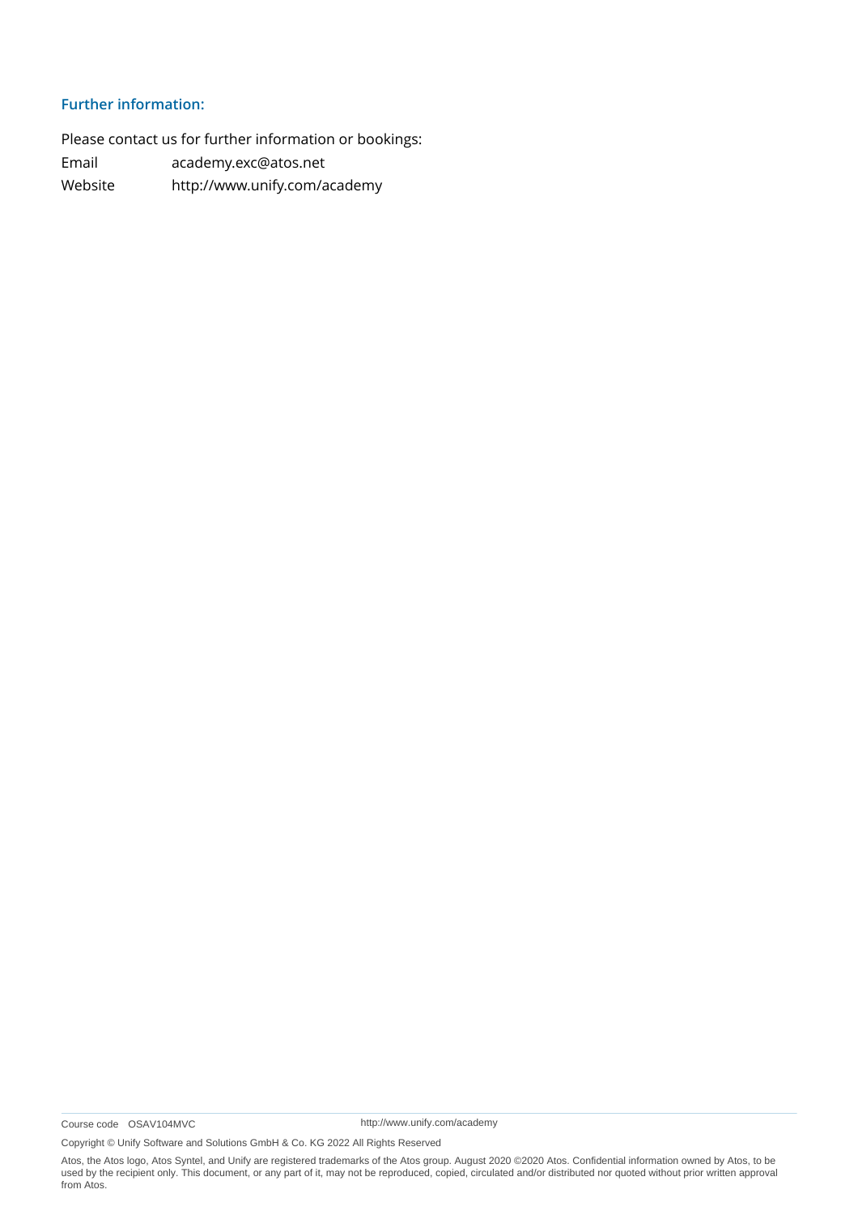### Further information:

Please contact us for further information or bookings:

| | |
|---|---|
| Email | academy.exc@atos.net |
| Website | http://www.unify.com/academy |

Course code OSAV104MVC

http://www.unify.com/academy

Copyright © Unify Software and Solutions GmbH & Co. KG 2022 All Rights Reserved

Atos, the Atos logo, Atos Syntel, and Unify are registered trademarks of the Atos group. August 2020 ©2020 Atos. Confidential information owned by Atos, to be used by the recipient only. This document, or any part of it, may not be reproduced, copied, circulated and/or distributed nor quoted without prior written approval from Atos.